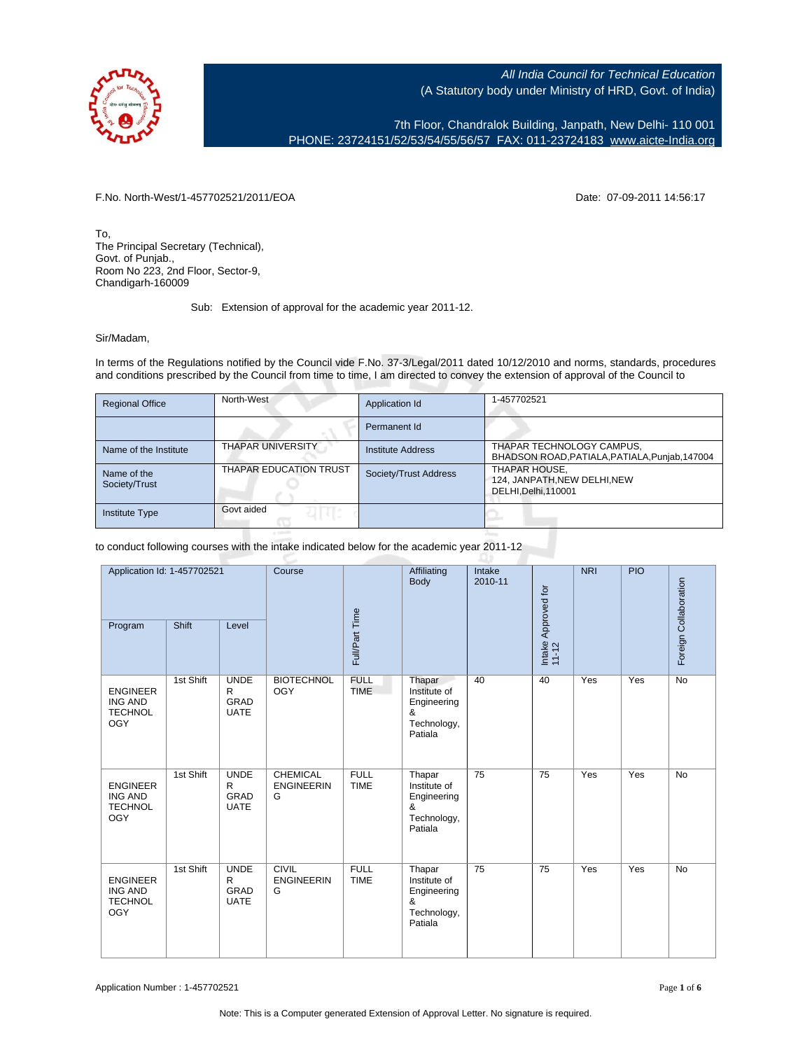*All India Council for Technical Education*
(A Statutory body under Ministry of HRD, Govt. of India)

7th Floor, Chandralok Building, Janpath, New Delhi- 110 001
PHONE: 23724151/52/53/54/55/56/57 FAX: 011-23724183 www.aicte-India.org

F.No. North-West/1-457702521/2011/EOA

Date: 07-09-2011 14:56:17

To,
The Principal Secretary (Technical),
Govt. of Punjab.,
Room No 223, 2nd Floor, Sector-9,
Chandigarh-160009

Sub: Extension of approval for the academic year 2011-12.

Sir/Madam,

In terms of the Regulations notified by the Council vide F.No. 37-3/Legal/2011 dated 10/12/2010 and norms, standards, procedures and conditions prescribed by the Council from time to time, I am directed to convey the extension of approval of the Council to

| Regional Office | North-West | Application Id | 1-457702521 |
|---|---|---|---|
| | | Permanent Id | |
| Name of the Institute | THAPAR UNIVERSITY | Institute Address | THAPAR TECHNOLOGY CAMPUS, BHADSON ROAD,PATIALA,PATIALA,Punjab,147004 |
| Name of the Society/Trust | THAPAR EDUCATION TRUST | Society/Trust Address | THAPAR HOUSE, 124, JANPATH,NEW DELHI,NEW DELHI,Delhi,110001 |
| Institute Type | Govt aided | | |

to conduct following courses with the intake indicated below for the academic year 2011-12

| Application Id: 1-457702521 Program | Shift | Level | Course | Full/Part Time | Affiliating Body | Intake 2010-11 | Intake Approved for 11-12 | NRI | PIO | Foreign Collaboration |
|---|---|---|---|---|---|---|---|---|---|---|
| ENGINEERING AND TECHNOLOGY | 1st Shift | UNDER GRADUATE | BIOTECHNOLOGY | FULL TIME | Thapar Institute of Engineering & Technology, Patiala | 40 | 40 | Yes | Yes | No |
| ENGINEERING AND TECHNOLOGY | 1st Shift | UNDER GRADUATE | CHEMICAL ENGINEERING | FULL TIME | Thapar Institute of Engineering & Technology, Patiala | 75 | 75 | Yes | Yes | No |
| ENGINEERING AND TECHNOLOGY | 1st Shift | UNDER GRADUATE | CIVIL ENGINEERING | FULL TIME | Thapar Institute of Engineering & Technology, Patiala | 75 | 75 | Yes | Yes | No |

Application Number : 1-457702521

Note: This is a Computer generated Extension of Approval Letter. No signature is required.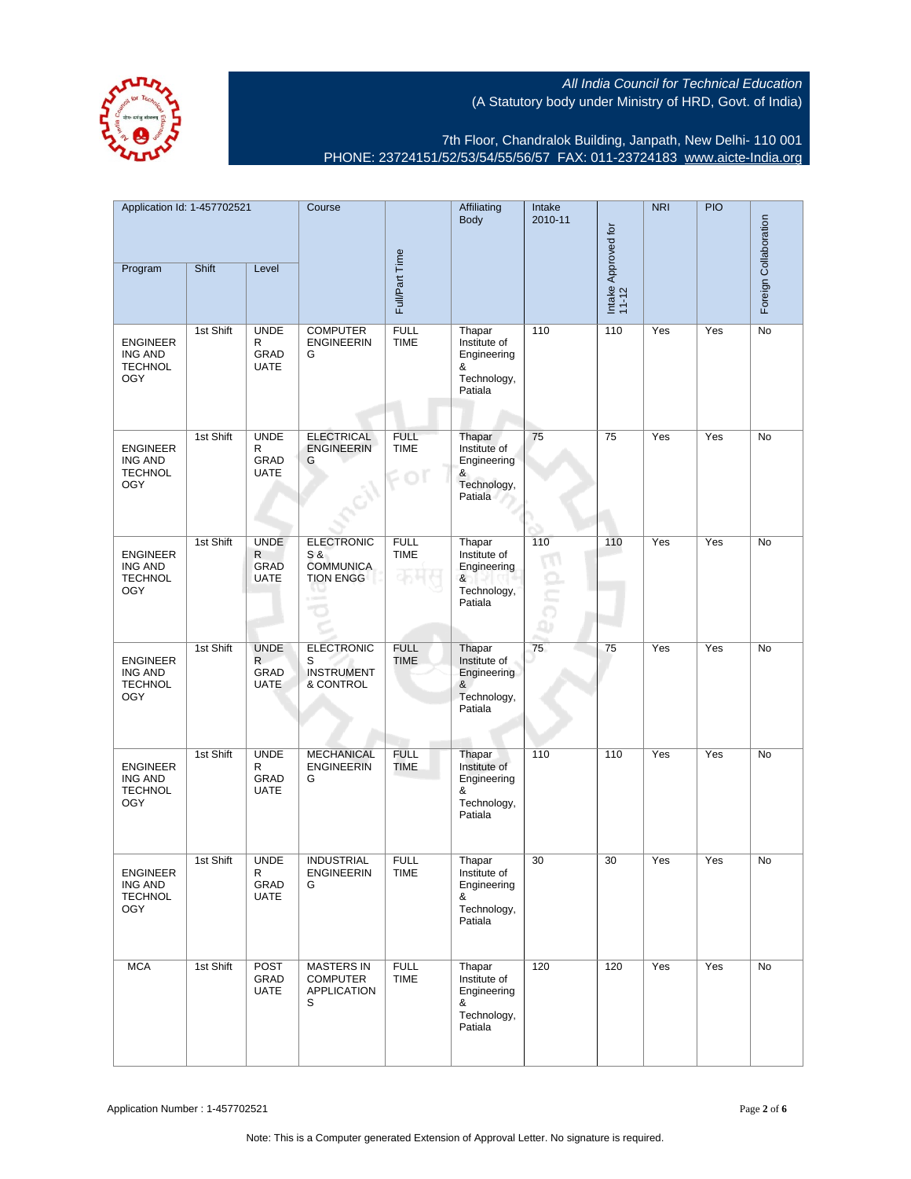All India Council for Technical Education
(A Statutory body under Ministry of HRD, Govt. of India)

7th Floor, Chandralok Building, Janpath, New Delhi- 110 001
PHONE: 23724151/52/53/54/55/56/57 FAX: 011-23724183 www.aicte-India.org

| Application Id: 1-457702521 | | | Course | Full/Part Time | Affiliating Body | Intake 2010-11 | Intake Approved for 11-12 | NRI | PIO | Foreign Collaboration |
|---|---|---|---|---|---|---|---|---|---|---|
| Program | Shift | Level | | | | | | | | |
| ENGINEERING AND TECHNOLOGY | 1st Shift | UNDER GRADUATE | COMPUTER ENGINEERING | FULL TIME | Thapar Institute of Engineering & Technology, Patiala | 110 | 110 | Yes | Yes | No |
| ENGINEERING AND TECHNOLOGY | 1st Shift | UNDER GRADUATE | ELECTRICAL ENGINEERING | FULL TIME | Thapar Institute of Engineering & Technology, Patiala | 75 | 75 | Yes | Yes | No |
| ENGINEERING AND TECHNOLOGY | 1st Shift | UNDER GRADUATE | ELECTRONICS & COMMUNICATION ENGG | FULL TIME | Thapar Institute of Engineering & Technology, Patiala | 110 | 110 | Yes | Yes | No |
| ENGINEERING AND TECHNOLOGY | 1st Shift | UNDER GRADUATE | ELECTRONICS INSTRUMENT & CONTROL | FULL TIME | Thapar Institute of Engineering & Technology, Patiala | 75 | 75 | Yes | Yes | No |
| ENGINEERING AND TECHNOLOGY | 1st Shift | UNDER GRADUATE | MECHANICAL ENGINEERING | FULL TIME | Thapar Institute of Engineering & Technology, Patiala | 110 | 110 | Yes | Yes | No |
| ENGINEERING AND TECHNOLOGY | 1st Shift | UNDER GRADUATE | INDUSTRIAL ENGINEERING | FULL TIME | Thapar Institute of Engineering & Technology, Patiala | 30 | 30 | Yes | Yes | No |
| MCA | 1st Shift | POST GRADUATE | MASTERS IN COMPUTER APPLICATIONS | FULL TIME | Thapar Institute of Engineering & Technology, Patiala | 120 | 120 | Yes | Yes | No |

Application Number : 1-457702521

Note: This is a Computer generated Extension of Approval Letter. No signature is required.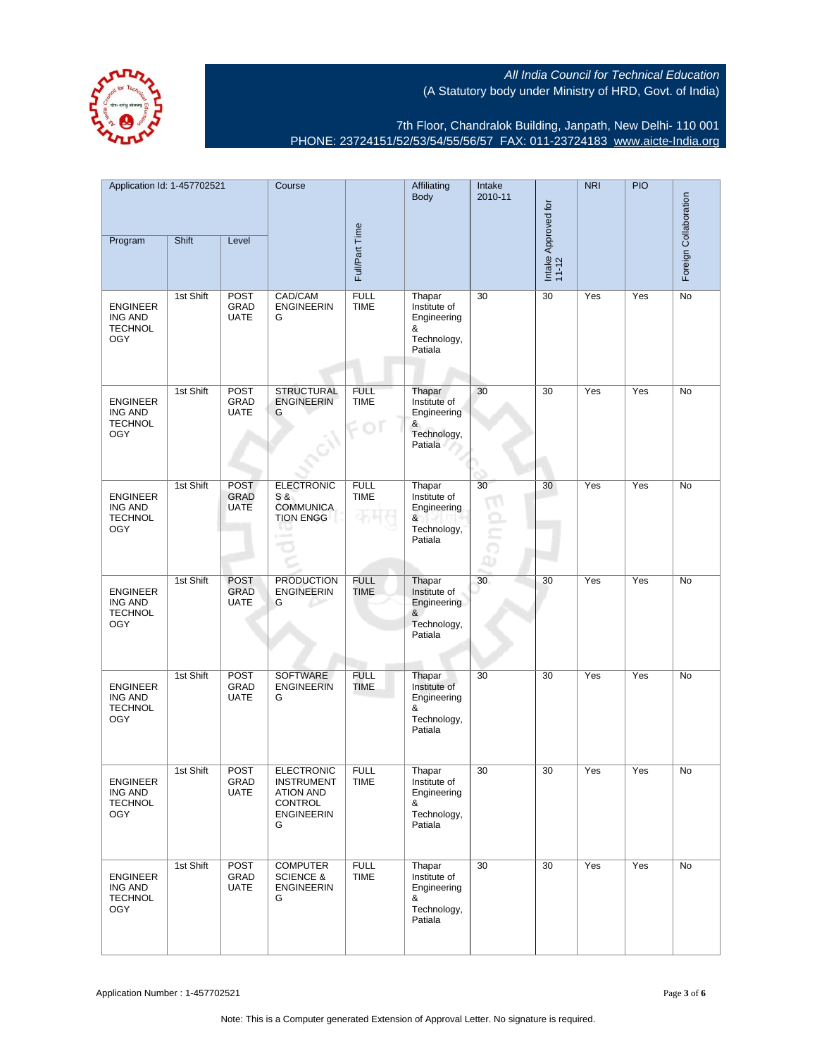*All India Council for Technical Education*
(A Statutory body under Ministry of HRD, Govt. of India)

7th Floor, Chandralok Building, Janpath, New Delhi- 110 001
PHONE: 23724151/52/53/54/55/56/57 FAX: 011-23724183 www.aicte-India.org

| Application Id: 1-457702521 | | | Course | Full/Part Time | Affiliating Body | Intake 2010-11 | Intake Approved for 11-12 | NRI | PIO | Foreign Collaboration |
|---|---|---|---|---|---|---|---|---|---|---|
| Program | Shift | Level | | | | | | | | |
| ENGINEERING AND TECHNOLOGY | 1st Shift | POST GRADUATE | CAD/CAM ENGINEERING | FULL TIME | Thapar Institute of Engineering & Technology, Patiala | 30 | 30 | Yes | Yes | No |
| ENGINEERING AND TECHNOLOGY | 1st Shift | POST GRADUATE | STRUCTURAL ENGINEERING | FULL TIME | Thapar Institute of Engineering & Technology, Patiala | 30 | 30 | Yes | Yes | No |
| ENGINEERING AND TECHNOLOGY | 1st Shift | POST GRADUATE | ELECTRONICS & COMMUNICATION ENGG | FULL TIME | Thapar Institute of Engineering & Technology, Patiala | 30 | 30 | Yes | Yes | No |
| ENGINEERING AND TECHNOLOGY | 1st Shift | POST GRADUATE | PRODUCTION ENGINEERING | FULL TIME | Thapar Institute of Engineering & Technology, Patiala | 30 | 30 | Yes | Yes | No |
| ENGINEERING AND TECHNOLOGY | 1st Shift | POST GRADUATE | SOFTWARE ENGINEERING | FULL TIME | Thapar Institute of Engineering & Technology, Patiala | 30 | 30 | Yes | Yes | No |
| ENGINEERING AND TECHNOLOGY | 1st Shift | POST GRADUATE | ELECTRONIC INSTRUMENTATION AND CONTROL ENGINEERING | FULL TIME | Thapar Institute of Engineering & Technology, Patiala | 30 | 30 | Yes | Yes | No |
| ENGINEERING AND TECHNOLOGY | 1st Shift | POST GRADUATE | COMPUTER SCIENCE & ENGINEERING | FULL TIME | Thapar Institute of Engineering & Technology, Patiala | 30 | 30 | Yes | Yes | No |

Application Number : 1-457702521

Note: This is a Computer generated Extension of Approval Letter. No signature is required.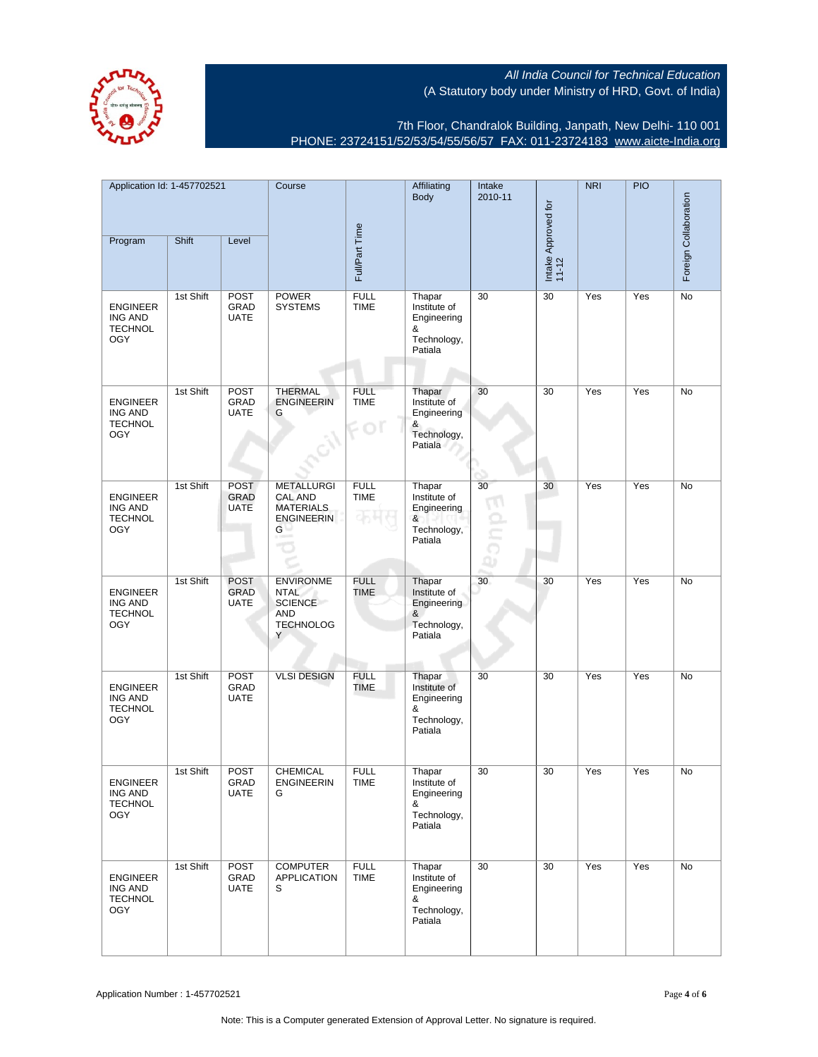All India Council for Technical Education
(A Statutory body under Ministry of HRD, Govt. of India)

7th Floor, Chandralok Building, Janpath, New Delhi- 110 001
PHONE: 23724151/52/53/54/55/56/57 FAX: 011-23724183 www.aicte-India.org

| Application Id: 1-457702521 | | | Course | Full/Part Time | Affiliating Body | Intake 2010-11 | Intake Approved for 11-12 | NRI | PIO | Foreign Collaboration |
|---|---|---|---|---|---|---|---|---|---|---|
| Program | Shift | Level | | | | | | | | |
| ENGINEERING AND TECHNOLOGY | 1st Shift | POST GRADUATE | POWER SYSTEMS | FULL TIME | Thapar Institute of Engineering & Technology, Patiala | 30 | 30 | Yes | Yes | No |
| ENGINEERING AND TECHNOLOGY | 1st Shift | POST GRADUATE | THERMAL ENGINEERING | FULL TIME | Thapar Institute of Engineering & Technology, Patiala | 30 | 30 | Yes | Yes | No |
| ENGINEERING AND TECHNOLOGY | 1st Shift | POST GRADUATE | METALLURGICAL AND MATERIALS ENGINEERING | FULL TIME | Thapar Institute of Engineering & Technology, Patiala | 30 | 30 | Yes | Yes | No |
| ENGINEERING AND TECHNOLOGY | 1st Shift | POST GRADUATE | ENVIRONMENTAL SCIENCE AND TECHNOLOGY | FULL TIME | Thapar Institute of Engineering & Technology, Patiala | 30 | 30 | Yes | Yes | No |
| ENGINEERING AND TECHNOLOGY | 1st Shift | POST GRADUATE | VLSI DESIGN | FULL TIME | Thapar Institute of Engineering & Technology, Patiala | 30 | 30 | Yes | Yes | No |
| ENGINEERING AND TECHNOLOGY | 1st Shift | POST GRADUATE | CHEMICAL ENGINEERING | FULL TIME | Thapar Institute of Engineering & Technology, Patiala | 30 | 30 | Yes | Yes | No |
| ENGINEERING AND TECHNOLOGY | 1st Shift | POST GRADUATE | COMPUTER APPLICATIONS | FULL TIME | Thapar Institute of Engineering & Technology, Patiala | 30 | 30 | Yes | Yes | No |

Application Number : 1-457702521

Note: This is a Computer generated Extension of Approval Letter. No signature is required.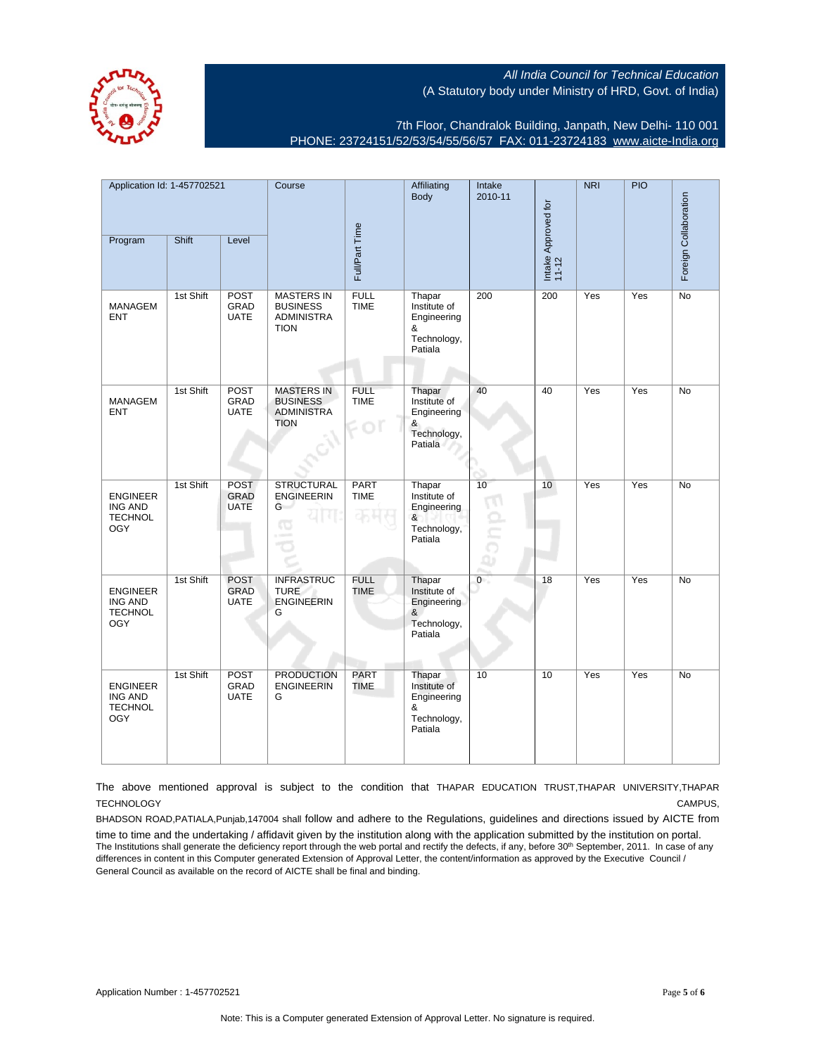All India Council for Technical Education
(A Statutory body under Ministry of HRD, Govt. of India)

7th Floor, Chandralok Building, Janpath, New Delhi- 110 001
PHONE: 23724151/52/53/54/55/56/57 FAX: 011-23724183 www.aicte-India.org

| Application Id: 1-457702521 | | | Course | Full/Part Time | Affiliating Body | Intake 2010-11 | Intake Approved for 11-12 | NRI | PIO | Foreign Collaboration |
|---|---|---|---|---|---|---|---|---|---|---|
| Program | Shift | Level | | | | | | | | |
| MANAGEMENT | 1st Shift | POST GRADUATE | MASTERS IN BUSINESS ADMINISTRATION | FULL TIME | Thapar Institute of Engineering & Technology, Patiala | 200 | 200 | Yes | Yes | No |
| MANAGEMENT | 1st Shift | POST GRADUATE | MASTERS IN BUSINESS ADMINISTRATION | FULL TIME | Thapar Institute of Engineering & Technology, Patiala | 40 | 40 | Yes | Yes | No |
| ENGINEERING AND TECHNOLOGY | 1st Shift | POST GRADUATE | STRUCTURAL ENGINEERING | PART TIME | Thapar Institute of Engineering & Technology, Patiala | 10 | 10 | Yes | Yes | No |
| ENGINEERING AND TECHNOLOGY | 1st Shift | POST GRADUATE | INFRASTRUCTURE ENGINEERING | FULL TIME | Thapar Institute of Engineering & Technology, Patiala | 0 | 18 | Yes | Yes | No |
| ENGINEERING AND TECHNOLOGY | 1st Shift | POST GRADUATE | PRODUCTION ENGINEERING | PART TIME | Thapar Institute of Engineering & Technology, Patiala | 10 | 10 | Yes | Yes | No |

The above mentioned approval is subject to the condition that THAPAR EDUCATION TRUST,THAPAR UNIVERSITY,THAPAR TECHNOLOGY CAMPUS, BHADSON ROAD,PATIALA,Punjab,147004 shall follow and adhere to the Regulations, guidelines and directions issued by AICTE from time to time and the undertaking / affidavit given by the institution along with the application submitted by the institution on portal.
The Institutions shall generate the deficiency report through the web portal and rectify the defects, if any, before 30th September, 2011. In case of any differences in content in this Computer generated Extension of Approval Letter, the content/information as approved by the Executive Council / General Council as available on the record of AICTE shall be final and binding.

Application Number : 1-457702521

Note: This is a Computer generated Extension of Approval Letter. No signature is required.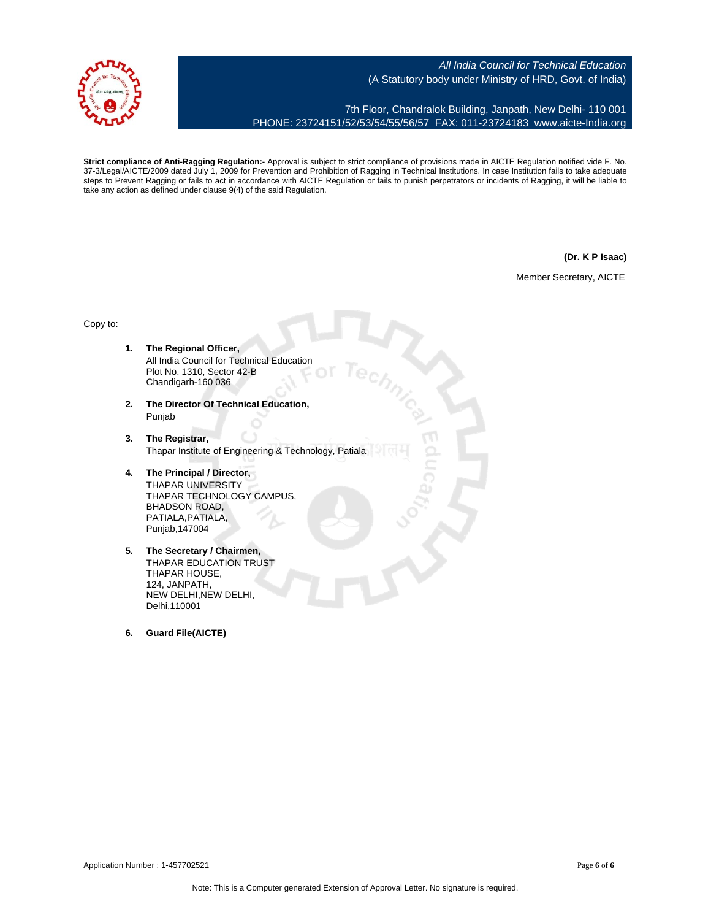All India Council for Technical Education
(A Statutory body under Ministry of HRD, Govt. of India)

7th Floor, Chandralok Building, Janpath, New Delhi- 110 001
PHONE: 23724151/52/53/54/55/56/57 FAX: 011-23724183 www.aicte-India.org

**Strict compliance of Anti-Ragging Regulation:-** Approval is subject to strict compliance of provisions made in AICTE Regulation notified vide F. No. 37-3/Legal/AICTE/2009 dated July 1, 2009 for Prevention and Prohibition of Ragging in Technical Institutions. In case Institution fails to take adequate steps to Prevent Ragging or fails to act in accordance with AICTE Regulation or fails to punish perpetrators or incidents of Ragging, it will be liable to take any action as defined under clause 9(4) of the said Regulation.

**(Dr. K P Isaac)**

Member Secretary, AICTE

Copy to:

1. **The Regional Officer,**
   All India Council for Technical Education
   Plot No. 1310, Sector 42-B
   Chandigarh-160 036

2. **The Director Of Technical Education,**
   Punjab

3. **The Registrar,**
   Thapar Institute of Engineering & Technology, Patiala

4. **The Principal / Director,**
   THAPAR UNIVERSITY
   THAPAR TECHNOLOGY CAMPUS,
   BHADSON ROAD,
   PATIALA,PATIALA,
   Punjab,147004

5. **The Secretary / Chairmen,**
   THAPAR EDUCATION TRUST
   THAPAR HOUSE,
   124, JANPATH,
   NEW DELHI,NEW DELHI,
   Delhi,110001

6. **Guard File(AICTE)**

Application Number : 1-457702521

Note: This is a Computer generated Extension of Approval Letter. No signature is required.